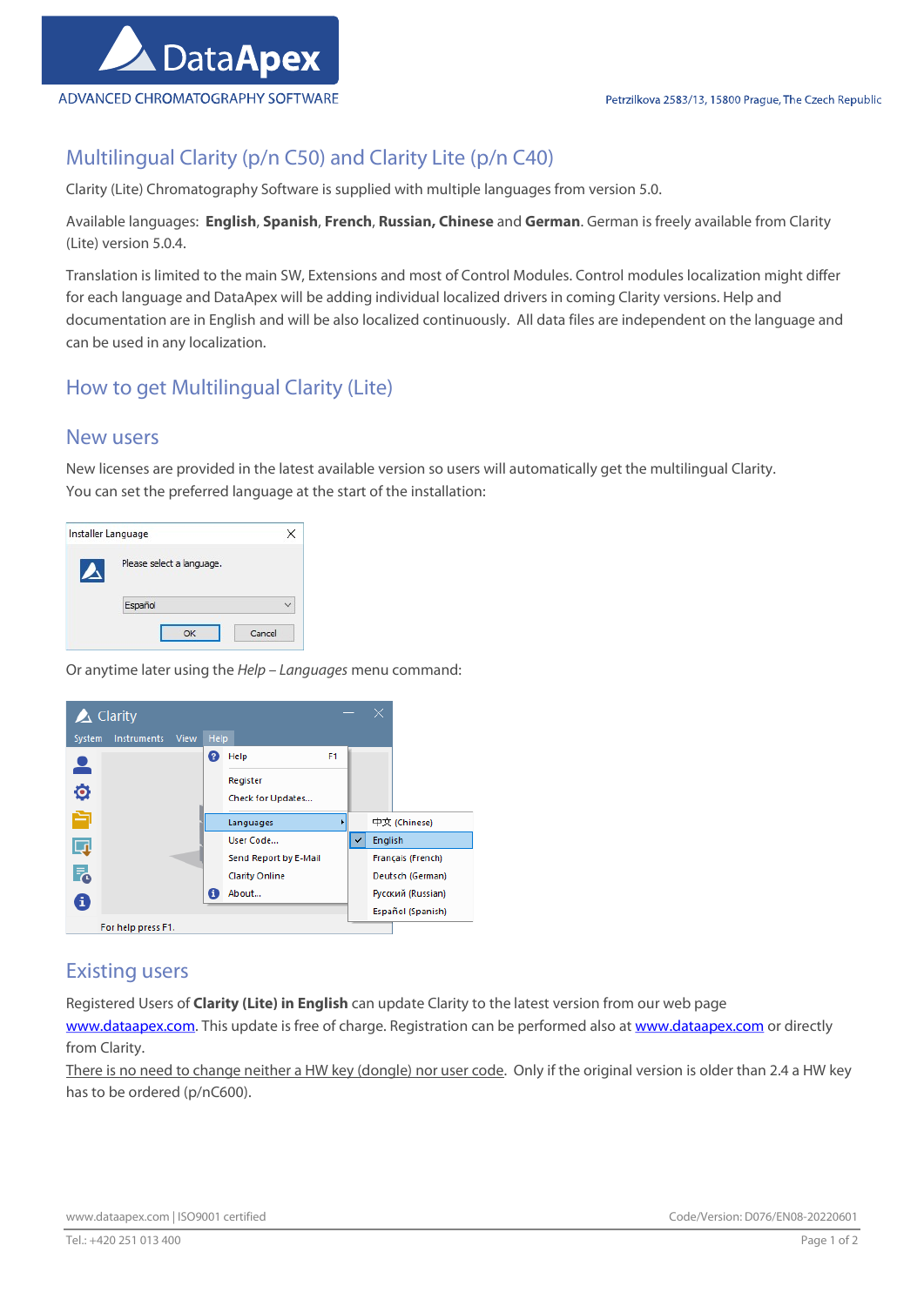# Multilingual Clarity (p/n C50) and Clarity Lite (p/n C40)

Clarity (Lite) Chromatography Software is supplied with multiple languages from version 5.0.

Available languages: **English**, **Spanish**, **French**, **Russian, Chinese** and **German**. German is freely available from Clarity (Lite) version 5.0.4.

Translation is limited to the main SW, Extensions and most of Control Modules. Control modules localization might differ for each language and DataApex will be adding individual localized drivers in coming Clarity versions. Help and documentation are in English and will be also localized continuously. All data files are independent on the language and can be used in any localization.

## How to get Multilingual Clarity (Lite)

### New users

New licenses are provided in the latest available version so users will automatically get the multilingual Clarity.
You can set the preferred language at the start of the installation:

Or anytime later using the *Help – Languages* menu command:

### Existing users

Registered Users of **Clarity (Lite) in English** can update Clarity to the latest version from our web page www.dataapex.com. This update is free of charge. Registration can be performed also at www.dataapex.com or directly from Clarity.
There is no need to change neither a HW key (dongle) nor user code. Only if the original version is older than 2.4 a HW key has to be ordered (p/nC600).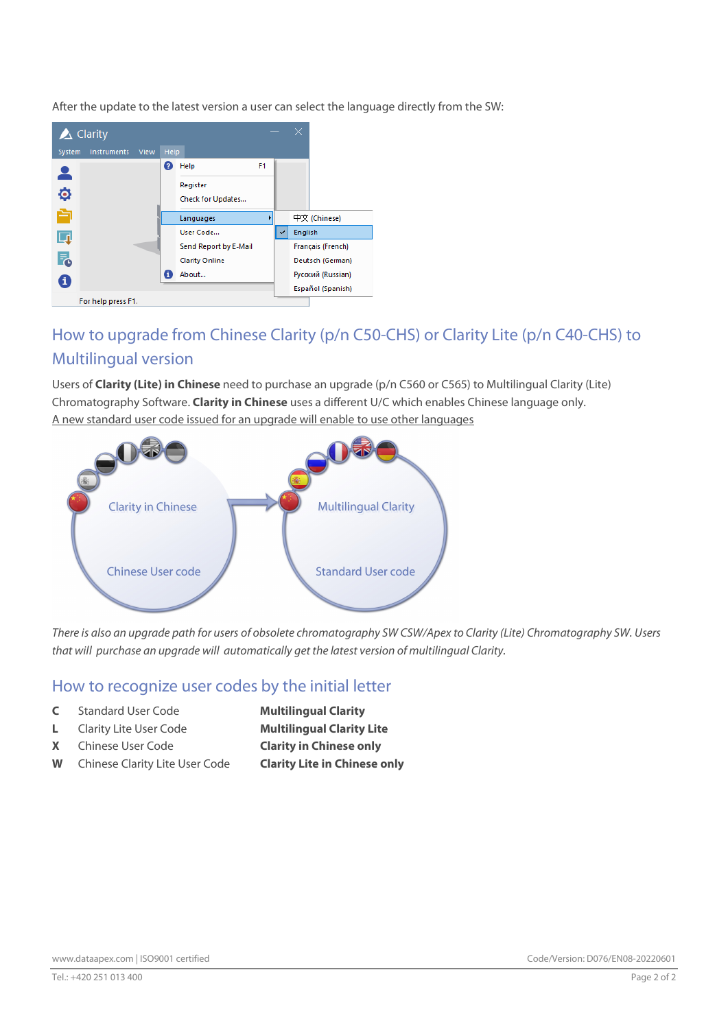After the update to the latest version a user can select the language directly from the SW:

## How to upgrade from Chinese Clarity (p/n C50-CHS) or Clarity Lite (p/n C40-CHS) to Multilingual version

Users of **Clarity (Lite) in Chinese** need to purchase an upgrade (p/n C560 or C565) to Multilingual Clarity (Lite) Chromatography Software. **Clarity in Chinese** uses a different U/C which enables Chinese language only.
A new standard user code issued for an upgrade will enable to use other languages

*There is also an upgrade path for users of obsolete chromatography SW CSW/Apex to Clarity (Lite) Chromatography SW. Users that will purchase an upgrade will automatically get the latest version of multilingual Clarity.*

## How to recognize user codes by the initial letter

| | | |
|---|---|---|
| **C** | Standard User Code | **Multilingual Clarity** |
| **L** | Clarity Lite User Code | **Multilingual Clarity Lite** |
| **X** | Chinese User Code | **Clarity in Chinese only** |
| **W** | Chinese Clarity Lite User Code | **Clarity Lite in Chinese only** |

www.dataapex.com | ISO9001 certified
Tel.: +420 251 013 400
Code/Version: D076/EN08-20220601